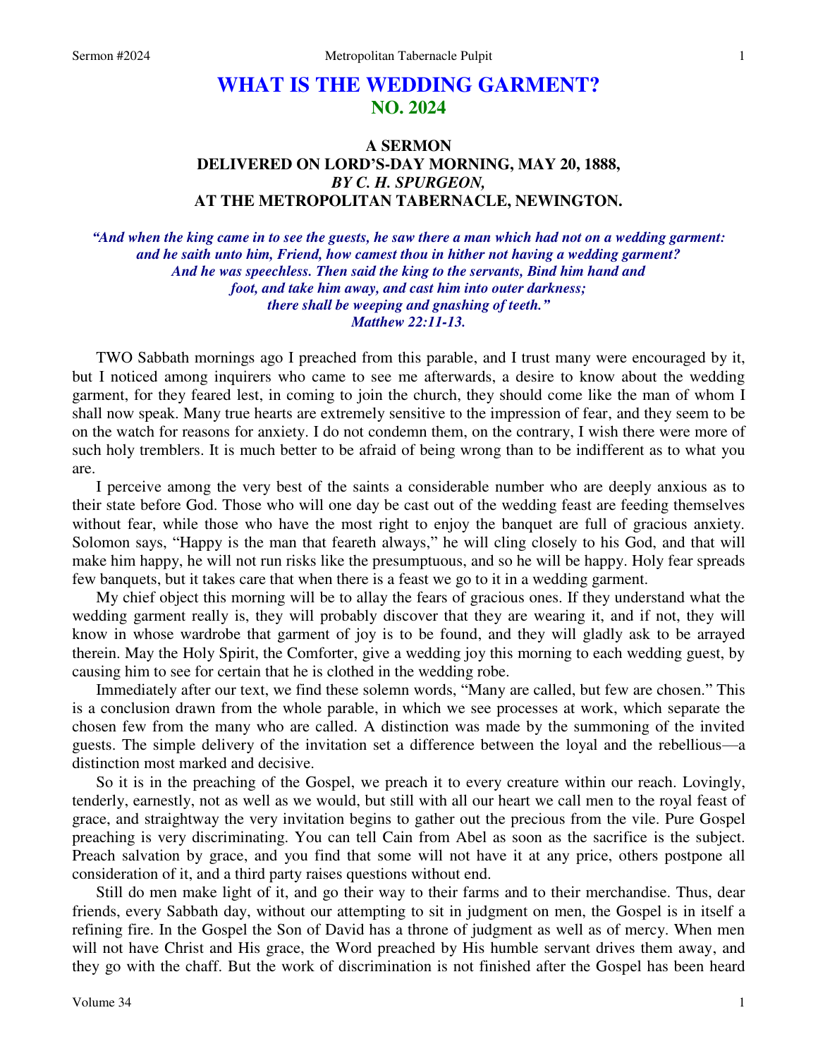# WHAT IS THE WEDDING GARMENT?
## NO. 2024

### A SERMON
### DELIVERED ON LORD'S-DAY MORNING, MAY 20, 1888,
### *BY C. H. SPURGEON,*
### AT THE METROPOLITAN TABERNACLE, NEWINGTON.

***"And when the king came in to see the guests, he saw there a man which had not on a wedding garment: and he saith unto him, Friend, how camest thou in hither not having a wedding garment? And he was speechless. Then said the king to the servants, Bind him hand and foot, and take him away, and cast him into outer darkness; there shall be weeping and gnashing of teeth."***
***Matthew 22:11-13.***

TWO Sabbath mornings ago I preached from this parable, and I trust many were encouraged by it, but I noticed among inquirers who came to see me afterwards, a desire to know about the wedding garment, for they feared lest, in coming to join the church, they should come like the man of whom I shall now speak. Many true hearts are extremely sensitive to the impression of fear, and they seem to be on the watch for reasons for anxiety. I do not condemn them, on the contrary, I wish there were more of such holy tremblers. It is much better to be afraid of being wrong than to be indifferent as to what you are.

I perceive among the very best of the saints a considerable number who are deeply anxious as to their state before God. Those who will one day be cast out of the wedding feast are feeding themselves without fear, while those who have the most right to enjoy the banquet are full of gracious anxiety. Solomon says, "Happy is the man that feareth always," he will cling closely to his God, and that will make him happy, he will not run risks like the presumptuous, and so he will be happy. Holy fear spreads few banquets, but it takes care that when there is a feast we go to it in a wedding garment.

My chief object this morning will be to allay the fears of gracious ones. If they understand what the wedding garment really is, they will probably discover that they are wearing it, and if not, they will know in whose wardrobe that garment of joy is to be found, and they will gladly ask to be arrayed therein. May the Holy Spirit, the Comforter, give a wedding joy this morning to each wedding guest, by causing him to see for certain that he is clothed in the wedding robe.

Immediately after our text, we find these solemn words, "Many are called, but few are chosen." This is a conclusion drawn from the whole parable, in which we see processes at work, which separate the chosen few from the many who are called. A distinction was made by the summoning of the invited guests. The simple delivery of the invitation set a difference between the loyal and the rebellious—a distinction most marked and decisive.

So it is in the preaching of the Gospel, we preach it to every creature within our reach. Lovingly, tenderly, earnestly, not as well as we would, but still with all our heart we call men to the royal feast of grace, and straightway the very invitation begins to gather out the precious from the vile. Pure Gospel preaching is very discriminating. You can tell Cain from Abel as soon as the sacrifice is the subject. Preach salvation by grace, and you find that some will not have it at any price, others postpone all consideration of it, and a third party raises questions without end.

Still do men make light of it, and go their way to their farms and to their merchandise. Thus, dear friends, every Sabbath day, without our attempting to sit in judgment on men, the Gospel is in itself a refining fire. In the Gospel the Son of David has a throne of judgment as well as of mercy. When men will not have Christ and His grace, the Word preached by His humble servant drives them away, and they go with the chaff. But the work of discrimination is not finished after the Gospel has been heard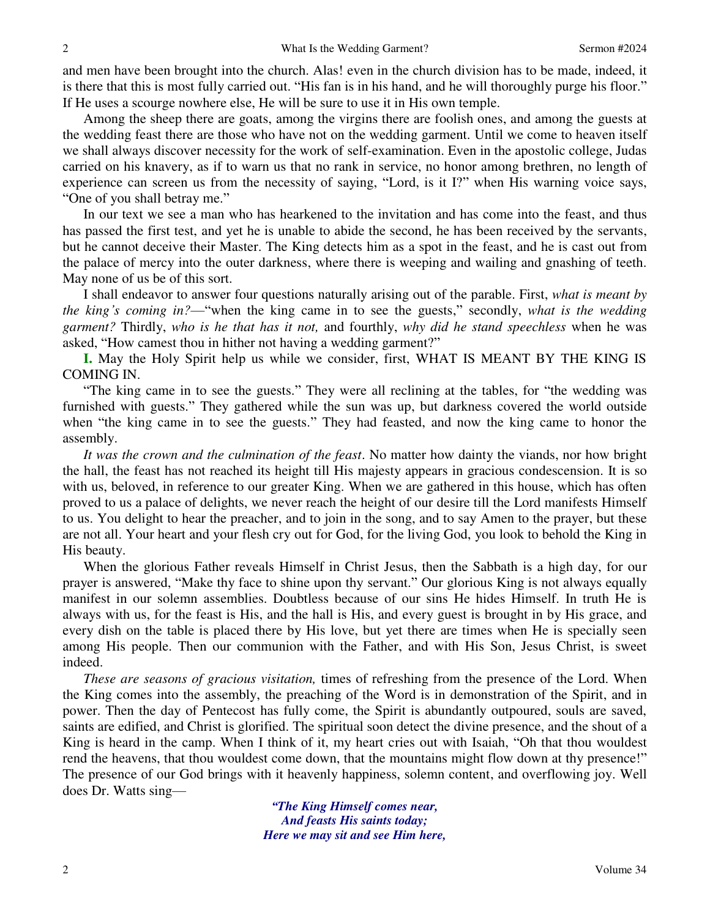and men have been brought into the church. Alas! even in the church division has to be made, indeed, it is there that this is most fully carried out. "His fan is in his hand, and he will thoroughly purge his floor." If He uses a scourge nowhere else, He will be sure to use it in His own temple.

Among the sheep there are goats, among the virgins there are foolish ones, and among the guests at the wedding feast there are those who have not on the wedding garment. Until we come to heaven itself we shall always discover necessity for the work of self-examination. Even in the apostolic college, Judas carried on his knavery, as if to warn us that no rank in service, no honor among brethren, no length of experience can screen us from the necessity of saying, "Lord, is it I?" when His warning voice says, "One of you shall betray me."

In our text we see a man who has hearkened to the invitation and has come into the feast, and thus has passed the first test, and yet he is unable to abide the second, he has been received by the servants, but he cannot deceive their Master. The King detects him as a spot in the feast, and he is cast out from the palace of mercy into the outer darkness, where there is weeping and wailing and gnashing of teeth. May none of us be of this sort.

I shall endeavor to answer four questions naturally arising out of the parable. First, *what is meant by the king's coming in?*—"when the king came in to see the guests," secondly, *what is the wedding garment?* Thirdly, *who is he that has it not,* and fourthly, *why did he stand speechless* when he was asked, "How camest thou in hither not having a wedding garment?"

**I.** May the Holy Spirit help us while we consider, first, WHAT IS MEANT BY THE KING IS COMING IN.

"The king came in to see the guests." They were all reclining at the tables, for "the wedding was furnished with guests." They gathered while the sun was up, but darkness covered the world outside when "the king came in to see the guests." They had feasted, and now the king came to honor the assembly.

*It was the crown and the culmination of the feast*. No matter how dainty the viands, nor how bright the hall, the feast has not reached its height till His majesty appears in gracious condescension. It is so with us, beloved, in reference to our greater King. When we are gathered in this house, which has often proved to us a palace of delights, we never reach the height of our desire till the Lord manifests Himself to us. You delight to hear the preacher, and to join in the song, and to say Amen to the prayer, but these are not all. Your heart and your flesh cry out for God, for the living God, you look to behold the King in His beauty.

When the glorious Father reveals Himself in Christ Jesus, then the Sabbath is a high day, for our prayer is answered, "Make thy face to shine upon thy servant." Our glorious King is not always equally manifest in our solemn assemblies. Doubtless because of our sins He hides Himself. In truth He is always with us, for the feast is His, and the hall is His, and every guest is brought in by His grace, and every dish on the table is placed there by His love, but yet there are times when He is specially seen among His people. Then our communion with the Father, and with His Son, Jesus Christ, is sweet indeed.

*These are seasons of gracious visitation,* times of refreshing from the presence of the Lord. When the King comes into the assembly, the preaching of the Word is in demonstration of the Spirit, and in power. Then the day of Pentecost has fully come, the Spirit is abundantly outpoured, souls are saved, saints are edified, and Christ is glorified. The spiritual soon detect the divine presence, and the shout of a King is heard in the camp. When I think of it, my heart cries out with Isaiah, "Oh that thou wouldest rend the heavens, that thou wouldest come down, that the mountains might flow down at thy presence!" The presence of our God brings with it heavenly happiness, solemn content, and overflowing joy. Well does Dr. Watts sing—

*"The King Himself comes near,*
*And feasts His saints today;*
*Here we may sit and see Him here,*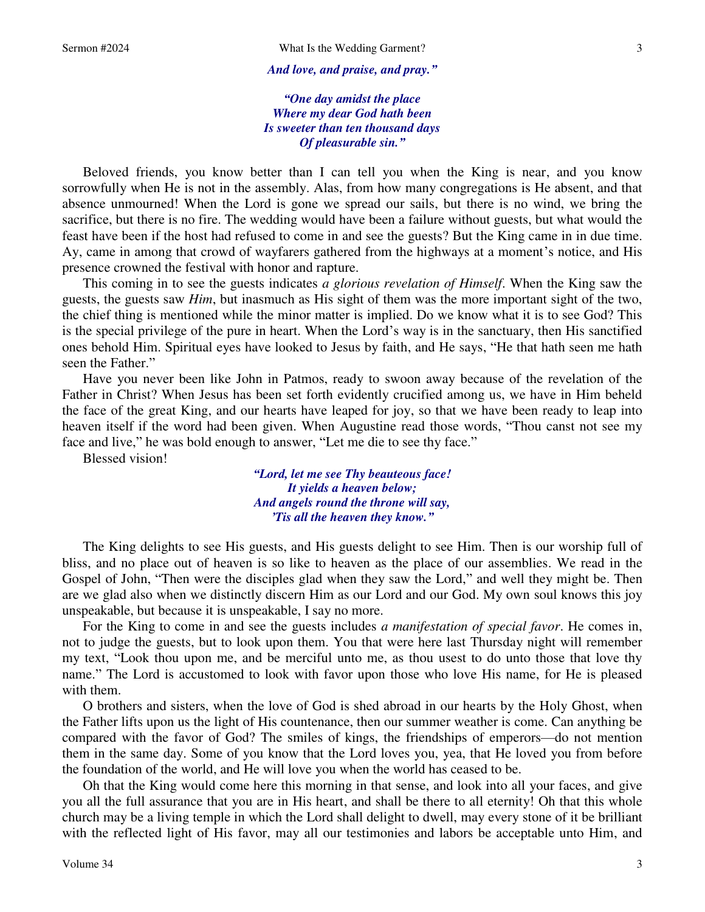*And love, and praise, and pray."*

*"One day amidst the place*
*Where my dear God hath been*
*Is sweeter than ten thousand days*
*Of pleasurable sin."*

Beloved friends, you know better than I can tell you when the King is near, and you know sorrowfully when He is not in the assembly. Alas, from how many congregations is He absent, and that absence unmourned! When the Lord is gone we spread our sails, but there is no wind, we bring the sacrifice, but there is no fire. The wedding would have been a failure without guests, but what would the feast have been if the host had refused to come in and see the guests? But the King came in in due time. Ay, came in among that crowd of wayfarers gathered from the highways at a moment's notice, and His presence crowned the festival with honor and rapture.

This coming in to see the guests indicates *a glorious revelation of Himself*. When the King saw the guests, the guests saw *Him*, but inasmuch as His sight of them was the more important sight of the two, the chief thing is mentioned while the minor matter is implied. Do we know what it is to see God? This is the special privilege of the pure in heart. When the Lord's way is in the sanctuary, then His sanctified ones behold Him. Spiritual eyes have looked to Jesus by faith, and He says, "He that hath seen me hath seen the Father."

Have you never been like John in Patmos, ready to swoon away because of the revelation of the Father in Christ? When Jesus has been set forth evidently crucified among us, we have in Him beheld the face of the great King, and our hearts have leaped for joy, so that we have been ready to leap into heaven itself if the word had been given. When Augustine read those words, "Thou canst not see my face and live," he was bold enough to answer, "Let me die to see thy face."

Blessed vision!

*"Lord, let me see Thy beauteous face!*
*It yields a heaven below;*
*And angels round the throne will say,*
*'Tis all the heaven they know."*

The King delights to see His guests, and His guests delight to see Him. Then is our worship full of bliss, and no place out of heaven is so like to heaven as the place of our assemblies. We read in the Gospel of John, "Then were the disciples glad when they saw the Lord," and well they might be. Then are we glad also when we distinctly discern Him as our Lord and our God. My own soul knows this joy unspeakable, but because it is unspeakable, I say no more.

For the King to come in and see the guests includes *a manifestation of special favor*. He comes in, not to judge the guests, but to look upon them. You that were here last Thursday night will remember my text, "Look thou upon me, and be merciful unto me, as thou usest to do unto those that love thy name." The Lord is accustomed to look with favor upon those who love His name, for He is pleased with them.

O brothers and sisters, when the love of God is shed abroad in our hearts by the Holy Ghost, when the Father lifts upon us the light of His countenance, then our summer weather is come. Can anything be compared with the favor of God? The smiles of kings, the friendships of emperors—do not mention them in the same day. Some of you know that the Lord loves you, yea, that He loved you from before the foundation of the world, and He will love you when the world has ceased to be.

Oh that the King would come here this morning in that sense, and look into all your faces, and give you all the full assurance that you are in His heart, and shall be there to all eternity! Oh that this whole church may be a living temple in which the Lord shall delight to dwell, may every stone of it be brilliant with the reflected light of His favor, may all our testimonies and labors be acceptable unto Him, and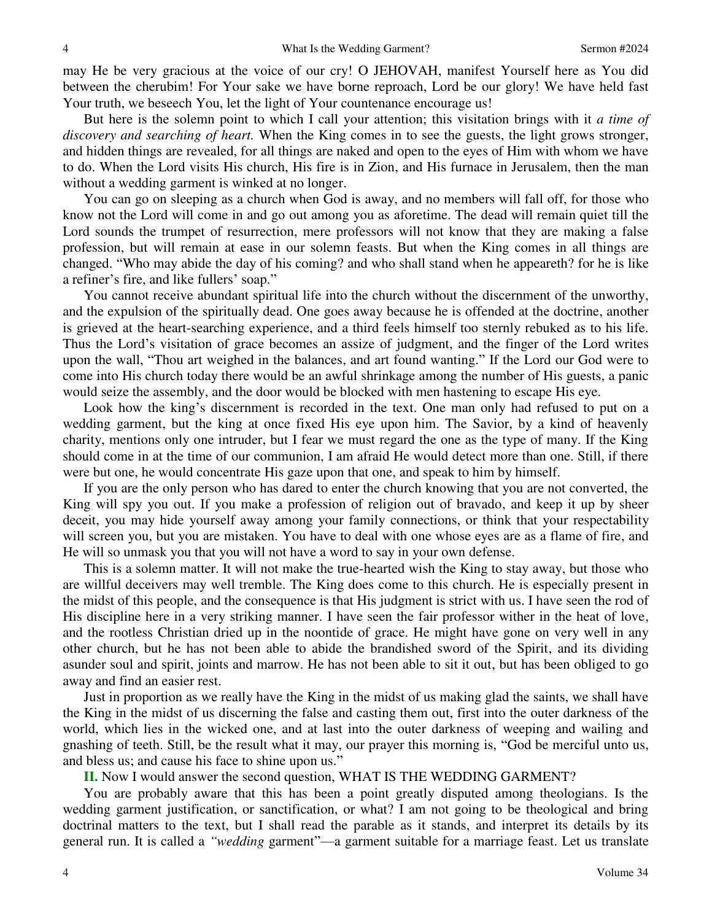may He be very gracious at the voice of our cry! O JEHOVAH, manifest Yourself here as You did between the cherubim! For Your sake we have borne reproach, Lord be our glory! We have held fast Your truth, we beseech You, let the light of Your countenance encourage us!

But here is the solemn point to which I call your attention; this visitation brings with it *a time of discovery and searching of heart.* When the King comes in to see the guests, the light grows stronger, and hidden things are revealed, for all things are naked and open to the eyes of Him with whom we have to do. When the Lord visits His church, His fire is in Zion, and His furnace in Jerusalem, then the man without a wedding garment is winked at no longer.

You can go on sleeping as a church when God is away, and no members will fall off, for those who know not the Lord will come in and go out among you as aforetime. The dead will remain quiet till the Lord sounds the trumpet of resurrection, mere professors will not know that they are making a false profession, but will remain at ease in our solemn feasts. But when the King comes in all things are changed. "Who may abide the day of his coming? and who shall stand when he appeareth? for he is like a refiner's fire, and like fullers' soap."

You cannot receive abundant spiritual life into the church without the discernment of the unworthy, and the expulsion of the spiritually dead. One goes away because he is offended at the doctrine, another is grieved at the heart-searching experience, and a third feels himself too sternly rebuked as to his life. Thus the Lord's visitation of grace becomes an assize of judgment, and the finger of the Lord writes upon the wall, "Thou art weighed in the balances, and art found wanting." If the Lord our God were to come into His church today there would be an awful shrinkage among the number of His guests, a panic would seize the assembly, and the door would be blocked with men hastening to escape His eye.

Look how the king's discernment is recorded in the text. One man only had refused to put on a wedding garment, but the king at once fixed His eye upon him. The Savior, by a kind of heavenly charity, mentions only one intruder, but I fear we must regard the one as the type of many. If the King should come in at the time of our communion, I am afraid He would detect more than one. Still, if there were but one, he would concentrate His gaze upon that one, and speak to him by himself.

If you are the only person who has dared to enter the church knowing that you are not converted, the King will spy you out. If you make a profession of religion out of bravado, and keep it up by sheer deceit, you may hide yourself away among your family connections, or think that your respectability will screen you, but you are mistaken. You have to deal with one whose eyes are as a flame of fire, and He will so unmask you that you will not have a word to say in your own defense.

This is a solemn matter. It will not make the true-hearted wish the King to stay away, but those who are willful deceivers may well tremble. The King does come to this church. He is especially present in the midst of this people, and the consequence is that His judgment is strict with us. I have seen the rod of His discipline here in a very striking manner. I have seen the fair professor wither in the heat of love, and the rootless Christian dried up in the noontide of grace. He might have gone on very well in any other church, but he has not been able to abide the brandished sword of the Spirit, and its dividing asunder soul and spirit, joints and marrow. He has not been able to sit it out, but has been obliged to go away and find an easier rest.

Just in proportion as we really have the King in the midst of us making glad the saints, we shall have the King in the midst of us discerning the false and casting them out, first into the outer darkness of the world, which lies in the wicked one, and at last into the outer darkness of weeping and wailing and gnashing of teeth. Still, be the result what it may, our prayer this morning is, "God be merciful unto us, and bless us; and cause his face to shine upon us."

**II.** Now I would answer the second question, WHAT IS THE WEDDING GARMENT?

You are probably aware that this has been a point greatly disputed among theologians. Is the wedding garment justification, or sanctification, or what? I am not going to be theological and bring doctrinal matters to the text, but I shall read the parable as it stands, and interpret its details by its general run. It is called a *"wedding* garment"—a garment suitable for a marriage feast. Let us translate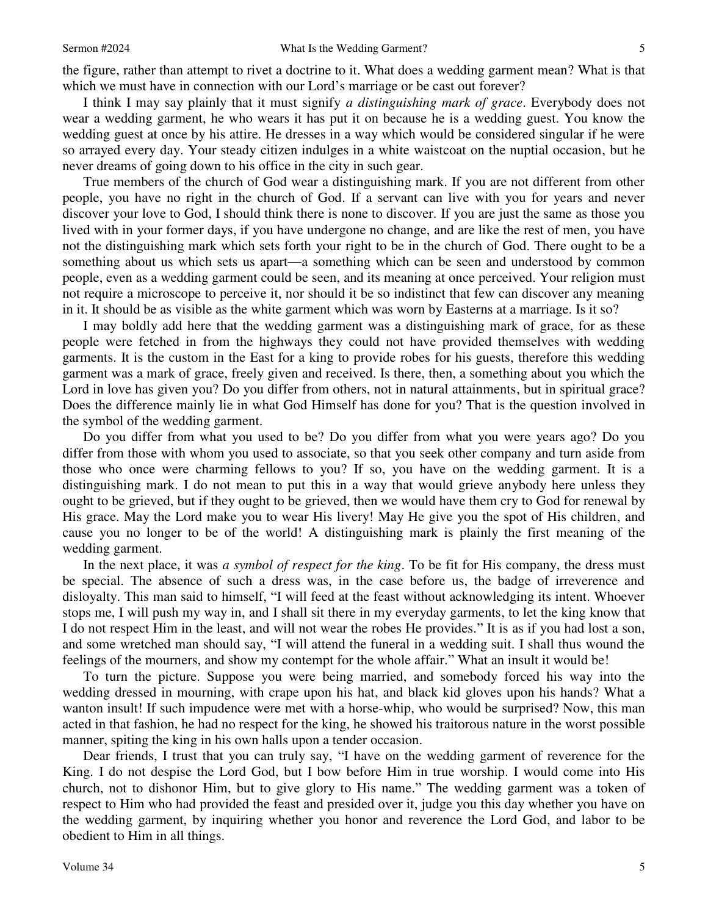the figure, rather than attempt to rivet a doctrine to it. What does a wedding garment mean? What is that which we must have in connection with our Lord's marriage or be cast out forever?

I think I may say plainly that it must signify *a distinguishing mark of grace*. Everybody does not wear a wedding garment, he who wears it has put it on because he is a wedding guest. You know the wedding guest at once by his attire. He dresses in a way which would be considered singular if he were so arrayed every day. Your steady citizen indulges in a white waistcoat on the nuptial occasion, but he never dreams of going down to his office in the city in such gear.

True members of the church of God wear a distinguishing mark. If you are not different from other people, you have no right in the church of God. If a servant can live with you for years and never discover your love to God, I should think there is none to discover. If you are just the same as those you lived with in your former days, if you have undergone no change, and are like the rest of men, you have not the distinguishing mark which sets forth your right to be in the church of God. There ought to be a something about us which sets us apart—a something which can be seen and understood by common people, even as a wedding garment could be seen, and its meaning at once perceived. Your religion must not require a microscope to perceive it, nor should it be so indistinct that few can discover any meaning in it. It should be as visible as the white garment which was worn by Easterns at a marriage. Is it so?

I may boldly add here that the wedding garment was a distinguishing mark of grace, for as these people were fetched in from the highways they could not have provided themselves with wedding garments. It is the custom in the East for a king to provide robes for his guests, therefore this wedding garment was a mark of grace, freely given and received. Is there, then, a something about you which the Lord in love has given you? Do you differ from others, not in natural attainments, but in spiritual grace? Does the difference mainly lie in what God Himself has done for you? That is the question involved in the symbol of the wedding garment.

Do you differ from what you used to be? Do you differ from what you were years ago? Do you differ from those with whom you used to associate, so that you seek other company and turn aside from those who once were charming fellows to you? If so, you have on the wedding garment. It is a distinguishing mark. I do not mean to put this in a way that would grieve anybody here unless they ought to be grieved, but if they ought to be grieved, then we would have them cry to God for renewal by His grace. May the Lord make you to wear His livery! May He give you the spot of His children, and cause you no longer to be of the world! A distinguishing mark is plainly the first meaning of the wedding garment.

In the next place, it was *a symbol of respect for the king*. To be fit for His company, the dress must be special. The absence of such a dress was, in the case before us, the badge of irreverence and disloyalty. This man said to himself, "I will feed at the feast without acknowledging its intent. Whoever stops me, I will push my way in, and I shall sit there in my everyday garments, to let the king know that I do not respect Him in the least, and will not wear the robes He provides." It is as if you had lost a son, and some wretched man should say, "I will attend the funeral in a wedding suit. I shall thus wound the feelings of the mourners, and show my contempt for the whole affair." What an insult it would be!

To turn the picture. Suppose you were being married, and somebody forced his way into the wedding dressed in mourning, with crape upon his hat, and black kid gloves upon his hands? What a wanton insult! If such impudence were met with a horse-whip, who would be surprised? Now, this man acted in that fashion, he had no respect for the king, he showed his traitorous nature in the worst possible manner, spiting the king in his own halls upon a tender occasion.

Dear friends, I trust that you can truly say, "I have on the wedding garment of reverence for the King. I do not despise the Lord God, but I bow before Him in true worship. I would come into His church, not to dishonor Him, but to give glory to His name." The wedding garment was a token of respect to Him who had provided the feast and presided over it, judge you this day whether you have on the wedding garment, by inquiring whether you honor and reverence the Lord God, and labor to be obedient to Him in all things.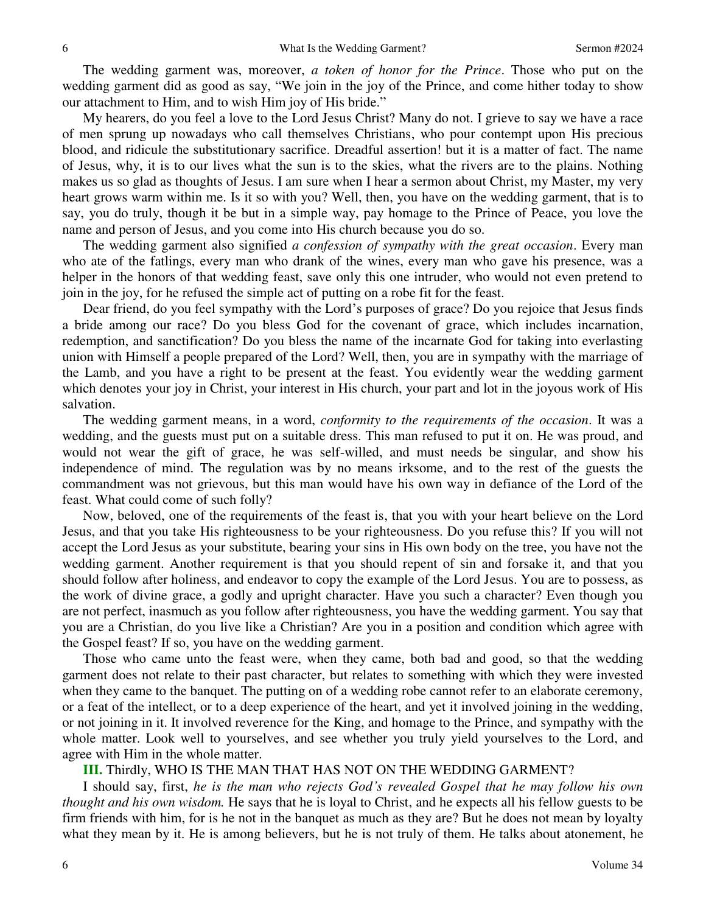The wedding garment was, moreover, *a token of honor for the Prince*. Those who put on the wedding garment did as good as say, "We join in the joy of the Prince, and come hither today to show our attachment to Him, and to wish Him joy of His bride."

My hearers, do you feel a love to the Lord Jesus Christ? Many do not. I grieve to say we have a race of men sprung up nowadays who call themselves Christians, who pour contempt upon His precious blood, and ridicule the substitutionary sacrifice. Dreadful assertion! but it is a matter of fact. The name of Jesus, why, it is to our lives what the sun is to the skies, what the rivers are to the plains. Nothing makes us so glad as thoughts of Jesus. I am sure when I hear a sermon about Christ, my Master, my very heart grows warm within me. Is it so with you? Well, then, you have on the wedding garment, that is to say, you do truly, though it be but in a simple way, pay homage to the Prince of Peace, you love the name and person of Jesus, and you come into His church because you do so.

The wedding garment also signified *a confession of sympathy with the great occasion*. Every man who ate of the fatlings, every man who drank of the wines, every man who gave his presence, was a helper in the honors of that wedding feast, save only this one intruder, who would not even pretend to join in the joy, for he refused the simple act of putting on a robe fit for the feast.

Dear friend, do you feel sympathy with the Lord's purposes of grace? Do you rejoice that Jesus finds a bride among our race? Do you bless God for the covenant of grace, which includes incarnation, redemption, and sanctification? Do you bless the name of the incarnate God for taking into everlasting union with Himself a people prepared of the Lord? Well, then, you are in sympathy with the marriage of the Lamb, and you have a right to be present at the feast. You evidently wear the wedding garment which denotes your joy in Christ, your interest in His church, your part and lot in the joyous work of His salvation.

The wedding garment means, in a word, *conformity to the requirements of the occasion*. It was a wedding, and the guests must put on a suitable dress. This man refused to put it on. He was proud, and would not wear the gift of grace, he was self-willed, and must needs be singular, and show his independence of mind. The regulation was by no means irksome, and to the rest of the guests the commandment was not grievous, but this man would have his own way in defiance of the Lord of the feast. What could come of such folly?

Now, beloved, one of the requirements of the feast is, that you with your heart believe on the Lord Jesus, and that you take His righteousness to be your righteousness. Do you refuse this? If you will not accept the Lord Jesus as your substitute, bearing your sins in His own body on the tree, you have not the wedding garment. Another requirement is that you should repent of sin and forsake it, and that you should follow after holiness, and endeavor to copy the example of the Lord Jesus. You are to possess, as the work of divine grace, a godly and upright character. Have you such a character? Even though you are not perfect, inasmuch as you follow after righteousness, you have the wedding garment. You say that you are a Christian, do you live like a Christian? Are you in a position and condition which agree with the Gospel feast? If so, you have on the wedding garment.

Those who came unto the feast were, when they came, both bad and good, so that the wedding garment does not relate to their past character, but relates to something with which they were invested when they came to the banquet. The putting on of a wedding robe cannot refer to an elaborate ceremony, or a feat of the intellect, or to a deep experience of the heart, and yet it involved joining in the wedding, or not joining in it. It involved reverence for the King, and homage to the Prince, and sympathy with the whole matter. Look well to yourselves, and see whether you truly yield yourselves to the Lord, and agree with Him in the whole matter.

**III.** Thirdly, WHO IS THE MAN THAT HAS NOT ON THE WEDDING GARMENT?

I should say, first, *he is the man who rejects God's revealed Gospel that he may follow his own thought and his own wisdom.* He says that he is loyal to Christ, and he expects all his fellow guests to be firm friends with him, for is he not in the banquet as much as they are? But he does not mean by loyalty what they mean by it. He is among believers, but he is not truly of them. He talks about atonement, he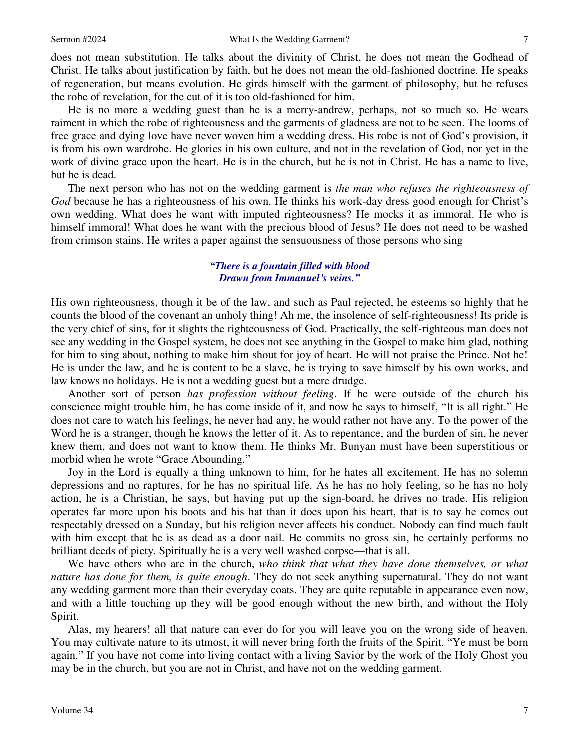does not mean substitution. He talks about the divinity of Christ, he does not mean the Godhead of Christ. He talks about justification by faith, but he does not mean the old-fashioned doctrine. He speaks of regeneration, but means evolution. He girds himself with the garment of philosophy, but he refuses the robe of revelation, for the cut of it is too old-fashioned for him.

He is no more a wedding guest than he is a merry-andrew, perhaps, not so much so. He wears raiment in which the robe of righteousness and the garments of gladness are not to be seen. The looms of free grace and dying love have never woven him a wedding dress. His robe is not of God's provision, it is from his own wardrobe. He glories in his own culture, and not in the revelation of God, nor yet in the work of divine grace upon the heart. He is in the church, but he is not in Christ. He has a name to live, but he is dead.

The next person who has not on the wedding garment is *the man who refuses the righteousness of God* because he has a righteousness of his own. He thinks his work-day dress good enough for Christ's own wedding. What does he want with imputed righteousness? He mocks it as immoral. He who is himself immoral! What does he want with the precious blood of Jesus? He does not need to be washed from crimson stains. He writes a paper against the sensuousness of those persons who sing—

> ***"There is a fountain filled with blood***
> ***Drawn from Immanuel's veins."***

His own righteousness, though it be of the law, and such as Paul rejected, he esteems so highly that he counts the blood of the covenant an unholy thing! Ah me, the insolence of self-righteousness! Its pride is the very chief of sins, for it slights the righteousness of God. Practically, the self-righteous man does not see any wedding in the Gospel system, he does not see anything in the Gospel to make him glad, nothing for him to sing about, nothing to make him shout for joy of heart. He will not praise the Prince. Not he! He is under the law, and he is content to be a slave, he is trying to save himself by his own works, and law knows no holidays. He is not a wedding guest but a mere drudge.

Another sort of person *has profession without feeling*. If he were outside of the church his conscience might trouble him, he has come inside of it, and now he says to himself, "It is all right." He does not care to watch his feelings, he never had any, he would rather not have any. To the power of the Word he is a stranger, though he knows the letter of it. As to repentance, and the burden of sin, he never knew them, and does not want to know them. He thinks Mr. Bunyan must have been superstitious or morbid when he wrote "Grace Abounding."

Joy in the Lord is equally a thing unknown to him, for he hates all excitement. He has no solemn depressions and no raptures, for he has no spiritual life. As he has no holy feeling, so he has no holy action, he is a Christian, he says, but having put up the sign-board, he drives no trade. His religion operates far more upon his boots and his hat than it does upon his heart, that is to say he comes out respectably dressed on a Sunday, but his religion never affects his conduct. Nobody can find much fault with him except that he is as dead as a door nail. He commits no gross sin, he certainly performs no brilliant deeds of piety. Spiritually he is a very well washed corpse—that is all.

We have others who are in the church, *who think that what they have done themselves, or what nature has done for them, is quite enough*. They do not seek anything supernatural. They do not want any wedding garment more than their everyday coats. They are quite reputable in appearance even now, and with a little touching up they will be good enough without the new birth, and without the Holy Spirit.

Alas, my hearers! all that nature can ever do for you will leave you on the wrong side of heaven. You may cultivate nature to its utmost, it will never bring forth the fruits of the Spirit. "Ye must be born again." If you have not come into living contact with a living Savior by the work of the Holy Ghost you may be in the church, but you are not in Christ, and have not on the wedding garment.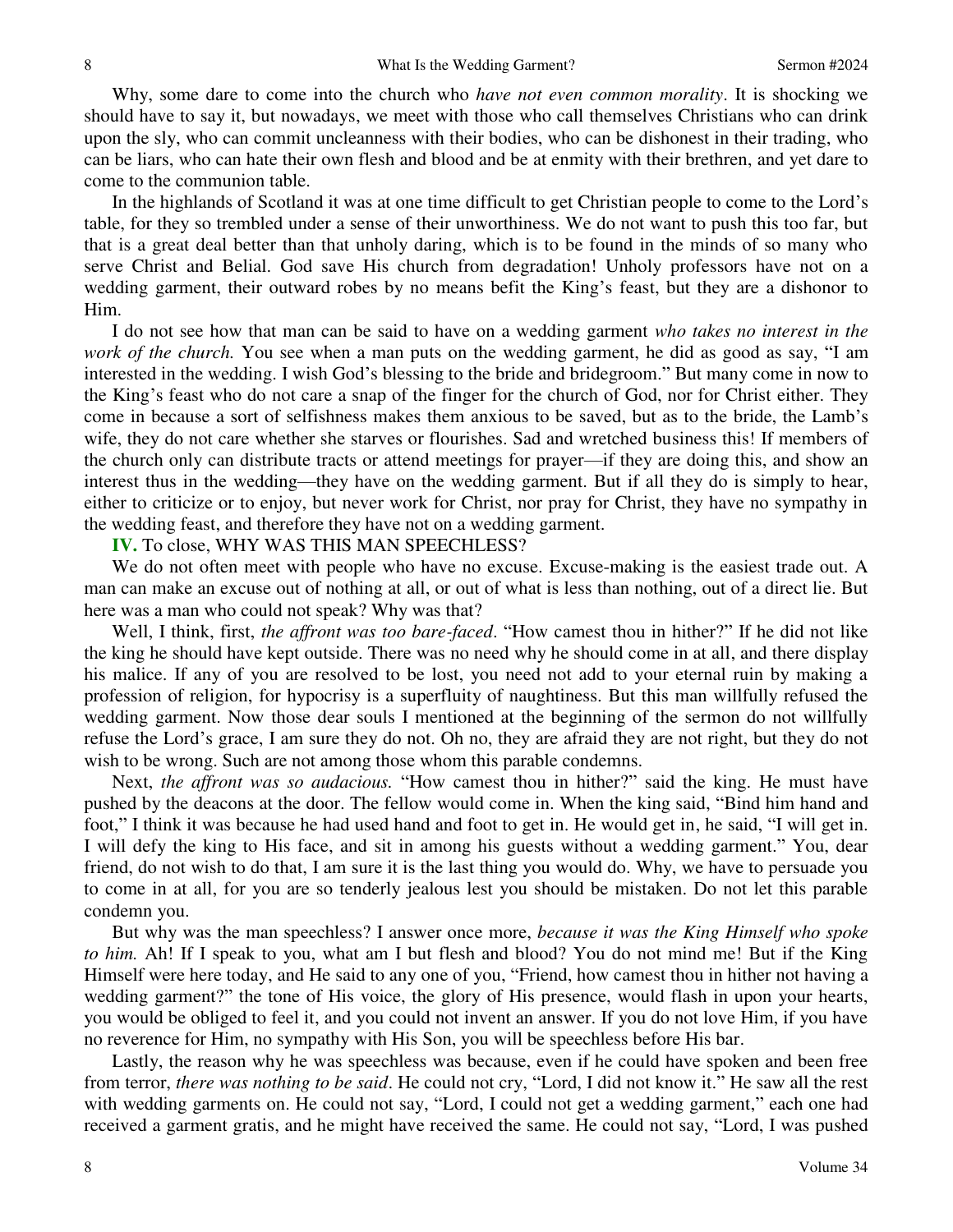Why, some dare to come into the church who *have not even common morality*. It is shocking we should have to say it, but nowadays, we meet with those who call themselves Christians who can drink upon the sly, who can commit uncleanness with their bodies, who can be dishonest in their trading, who can be liars, who can hate their own flesh and blood and be at enmity with their brethren, and yet dare to come to the communion table.

In the highlands of Scotland it was at one time difficult to get Christian people to come to the Lord's table, for they so trembled under a sense of their unworthiness. We do not want to push this too far, but that is a great deal better than that unholy daring, which is to be found in the minds of so many who serve Christ and Belial. God save His church from degradation! Unholy professors have not on a wedding garment, their outward robes by no means befit the King's feast, but they are a dishonor to Him.

I do not see how that man can be said to have on a wedding garment *who takes no interest in the work of the church.* You see when a man puts on the wedding garment, he did as good as say, "I am interested in the wedding. I wish God's blessing to the bride and bridegroom." But many come in now to the King's feast who do not care a snap of the finger for the church of God, nor for Christ either. They come in because a sort of selfishness makes them anxious to be saved, but as to the bride, the Lamb's wife, they do not care whether she starves or flourishes. Sad and wretched business this! If members of the church only can distribute tracts or attend meetings for prayer—if they are doing this, and show an interest thus in the wedding—they have on the wedding garment. But if all they do is simply to hear, either to criticize or to enjoy, but never work for Christ, nor pray for Christ, they have no sympathy in the wedding feast, and therefore they have not on a wedding garment.

**IV.** To close, WHY WAS THIS MAN SPEECHLESS?

We do not often meet with people who have no excuse. Excuse-making is the easiest trade out. A man can make an excuse out of nothing at all, or out of what is less than nothing, out of a direct lie. But here was a man who could not speak? Why was that?

Well, I think, first, *the affront was too bare-faced*. "How camest thou in hither?" If he did not like the king he should have kept outside. There was no need why he should come in at all, and there display his malice. If any of you are resolved to be lost, you need not add to your eternal ruin by making a profession of religion, for hypocrisy is a superfluity of naughtiness. But this man willfully refused the wedding garment. Now those dear souls I mentioned at the beginning of the sermon do not willfully refuse the Lord's grace, I am sure they do not. Oh no, they are afraid they are not right, but they do not wish to be wrong. Such are not among those whom this parable condemns.

Next, *the affront was so audacious.* "How camest thou in hither?" said the king. He must have pushed by the deacons at the door. The fellow would come in. When the king said, "Bind him hand and foot," I think it was because he had used hand and foot to get in. He would get in, he said, "I will get in. I will defy the king to His face, and sit in among his guests without a wedding garment." You, dear friend, do not wish to do that, I am sure it is the last thing you would do. Why, we have to persuade you to come in at all, for you are so tenderly jealous lest you should be mistaken. Do not let this parable condemn you.

But why was the man speechless? I answer once more, *because it was the King Himself who spoke to him.* Ah! If I speak to you, what am I but flesh and blood? You do not mind me! But if the King Himself were here today, and He said to any one of you, "Friend, how camest thou in hither not having a wedding garment?" the tone of His voice, the glory of His presence, would flash in upon your hearts, you would be obliged to feel it, and you could not invent an answer. If you do not love Him, if you have no reverence for Him, no sympathy with His Son, you will be speechless before His bar.

Lastly, the reason why he was speechless was because, even if he could have spoken and been free from terror, *there was nothing to be said*. He could not cry, "Lord, I did not know it." He saw all the rest with wedding garments on. He could not say, "Lord, I could not get a wedding garment," each one had received a garment gratis, and he might have received the same. He could not say, "Lord, I was pushed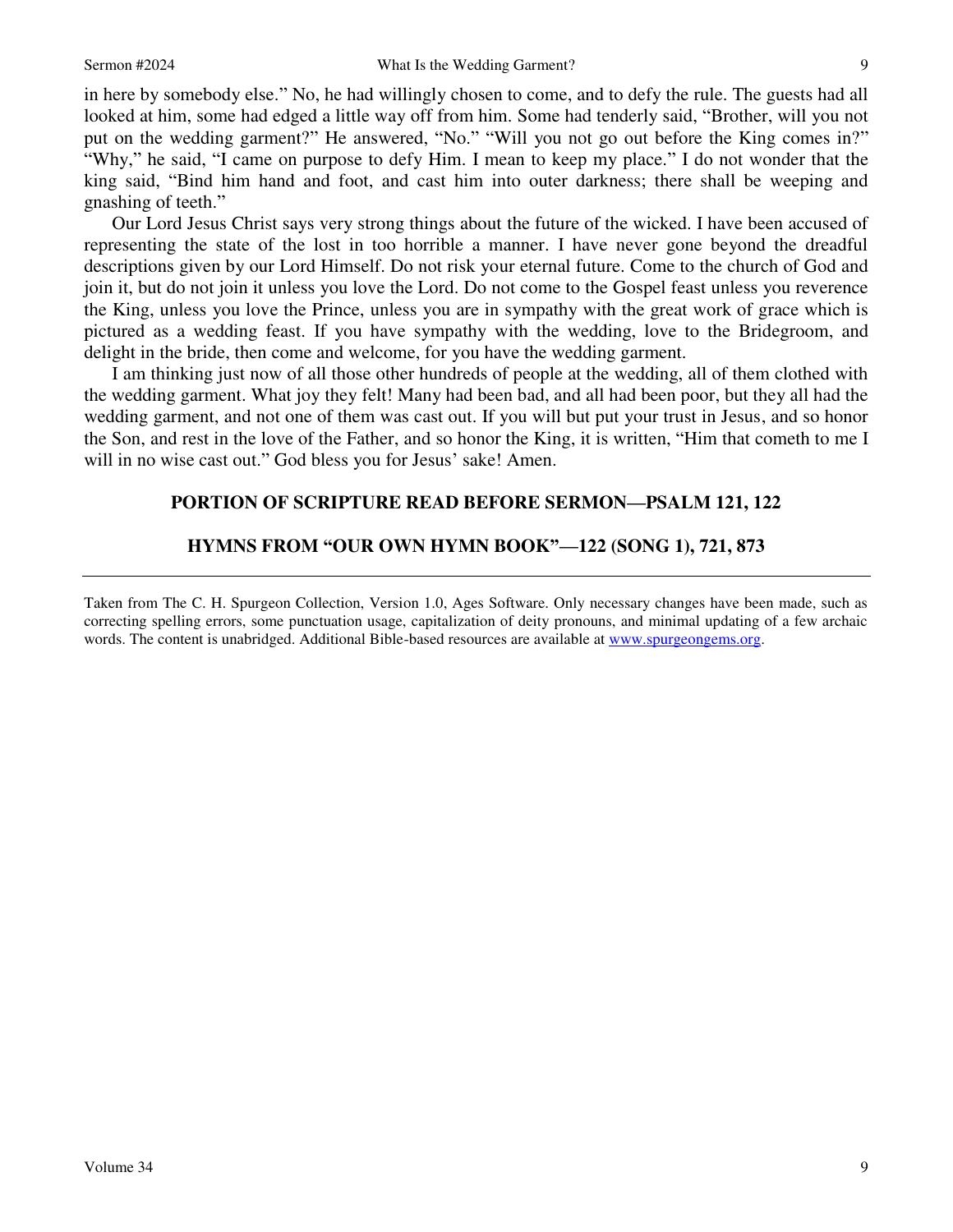in here by somebody else." No, he had willingly chosen to come, and to defy the rule. The guests had all looked at him, some had edged a little way off from him. Some had tenderly said, "Brother, will you not put on the wedding garment?" He answered, "No." "Will you not go out before the King comes in?" "Why," he said, "I came on purpose to defy Him. I mean to keep my place." I do not wonder that the king said, "Bind him hand and foot, and cast him into outer darkness; there shall be weeping and gnashing of teeth."

Our Lord Jesus Christ says very strong things about the future of the wicked. I have been accused of representing the state of the lost in too horrible a manner. I have never gone beyond the dreadful descriptions given by our Lord Himself. Do not risk your eternal future. Come to the church of God and join it, but do not join it unless you love the Lord. Do not come to the Gospel feast unless you reverence the King, unless you love the Prince, unless you are in sympathy with the great work of grace which is pictured as a wedding feast. If you have sympathy with the wedding, love to the Bridegroom, and delight in the bride, then come and welcome, for you have the wedding garment.

I am thinking just now of all those other hundreds of people at the wedding, all of them clothed with the wedding garment. What joy they felt! Many had been bad, and all had been poor, but they all had the wedding garment, and not one of them was cast out. If you will but put your trust in Jesus, and so honor the Son, and rest in the love of the Father, and so honor the King, it is written, "Him that cometh to me I will in no wise cast out." God bless you for Jesus' sake! Amen.

**PORTION OF SCRIPTURE READ BEFORE SERMON—PSALM 121, 122**

**HYMNS FROM "OUR OWN HYMN BOOK"—122 (SONG 1), 721, 873**

---

Taken from The C. H. Spurgeon Collection, Version 1.0, Ages Software. Only necessary changes have been made, such as correcting spelling errors, some punctuation usage, capitalization of deity pronouns, and minimal updating of a few archaic words. The content is unabridged. Additional Bible-based resources are available at [www.spurgeongems.org](http://www.spurgeongems.org).